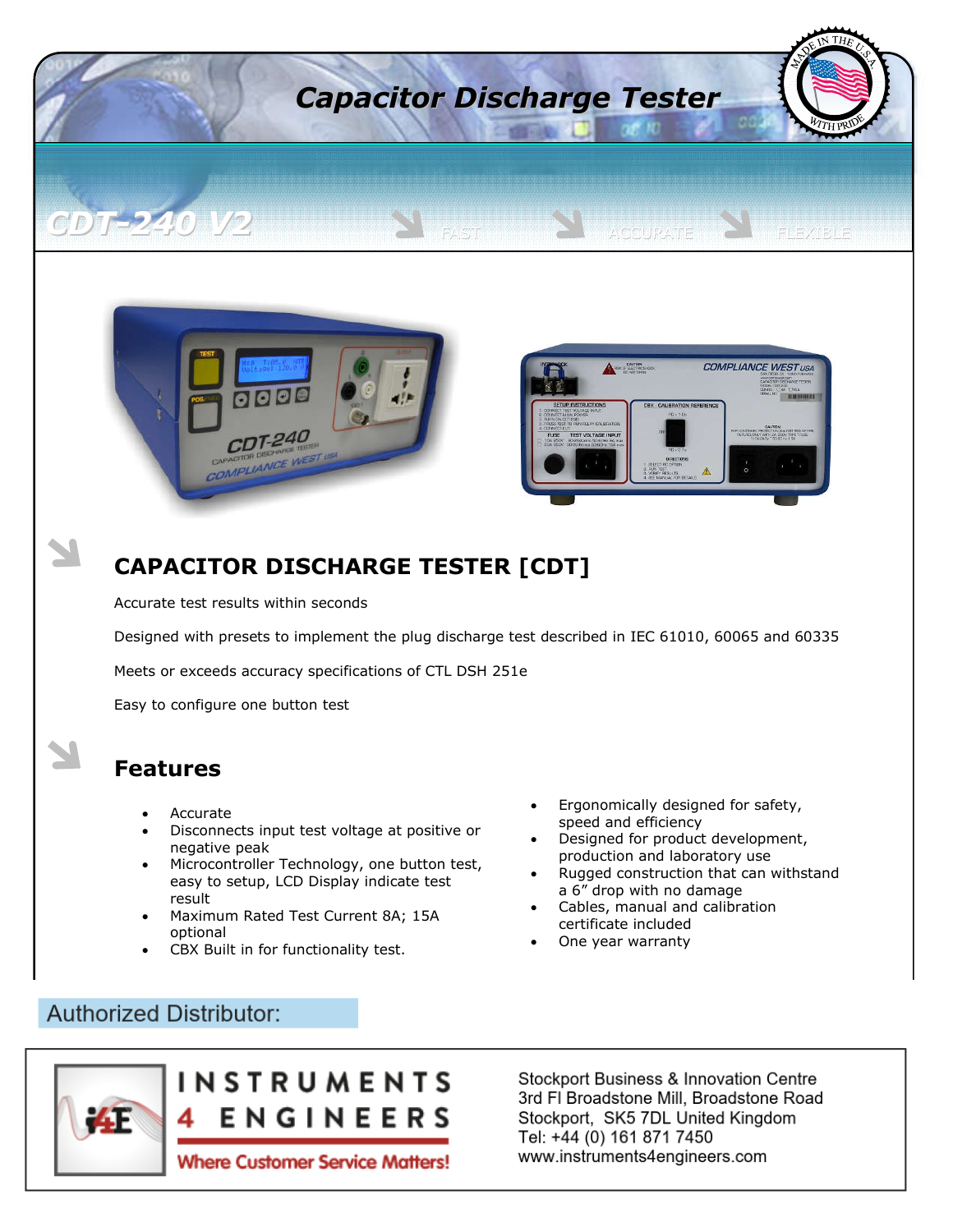# Capacitor Discharge Tester

## CDT-240 V2

FAST ACCURATE FLEXIBLE

## CAPACITOR DISCHARGE TESTER [CDT]

Accurate test results within seconds

Designed with presets to implement the plug discharge test described in IEC 61010, 60065 and 60335

Meets or exceeds accuracy specifications of CTL DSH 251e

Easy to configure one button test

## Features

- Accurate
- Disconnects input test voltage at positive or negative peak
- Microcontroller Technology, one button test, easy to setup, LCD Display indicate test result
- Maximum Rated Test Current 8A; 15A optional
- CBX Built in for functionality test.
- Ergonomically designed for safety, speed and efficiency
- Designed for product development, production and laboratory use
- Rugged construction that can withstand a 6" drop with no damage
- Cables, manual and calibration certificate included
- One year warranty

Authorized Distributor:

INSTRUMENTS 4 ENGINEERS

Where Customer Service Matters!

Stockport Business & Innovation Centre
3rd Fl Broadstone Mill, Broadstone Road
Stockport, SK5 7DL United Kingdom
Tel: +44 (0) 161 871 7450
www.instruments4engineers.com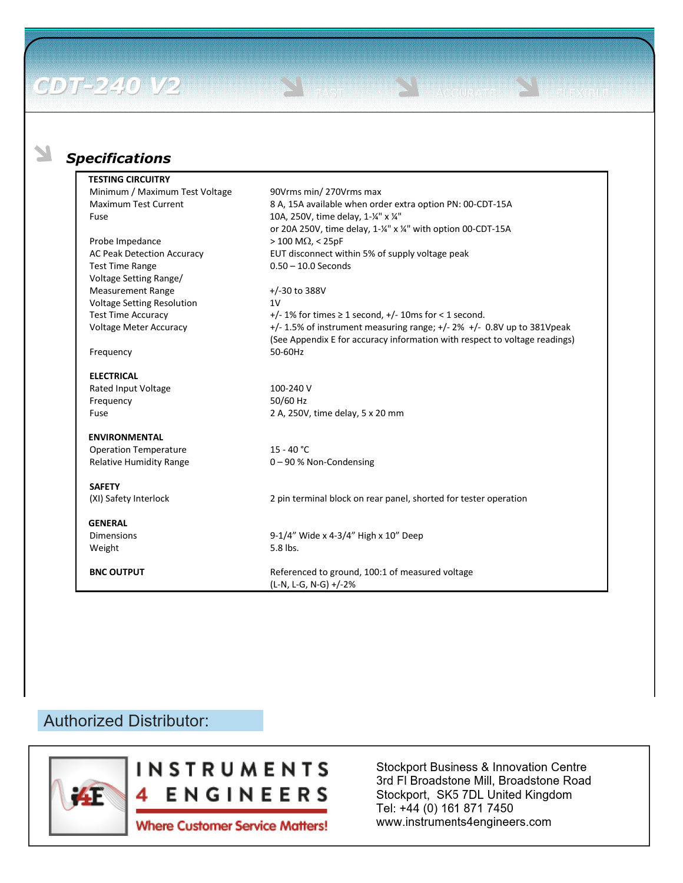# CDT-240 V2

FAST ACCURATE FLEXIBLE

## Specifications

| | |
|---|---|
| **TESTING CIRCUITRY** | |
| Minimum / Maximum Test Voltage | 90Vrms min/ 270Vrms max |
| Maximum Test Current | 8 A, 15A available when order extra option PN: 00-CDT-15A |
| Fuse | 10A, 250V, time delay, 1-¼" x ¼"<br>or 20A 250V, time delay, 1-¼" x ¼" with option 00-CDT-15A |
| Probe Impedance | > 100 MΩ, < 25pF |
| AC Peak Detection Accuracy | EUT disconnect within 5% of supply voltage peak |
| Test Time Range | 0.50 – 10.0 Seconds |
| Voltage Setting Range/ Measurement Range | +/-30 to 388V |
| Voltage Setting Resolution | 1V |
| Test Time Accuracy | +/- 1% for times ≥ 1 second, +/- 10ms for < 1 second. |
| Voltage Meter Accuracy | +/- 1.5% of instrument measuring range; +/- 2% +/- 0.8V up to 381Vpeak<br>(See Appendix E for accuracy information with respect to voltage readings) |
| Frequency | 50-60Hz |
| **ELECTRICAL** | |
| Rated Input Voltage | 100-240 V |
| Frequency | 50/60 Hz |
| Fuse | 2 A, 250V, time delay, 5 x 20 mm |
| **ENVIRONMENTAL** | |
| Operation Temperature | 15 - 40 °C |
| Relative Humidity Range | 0 – 90 % Non-Condensing |
| **SAFETY** | |
| (XI) Safety Interlock | 2 pin terminal block on rear panel, shorted for tester operation |
| **GENERAL** | |
| Dimensions | 9-1/4" Wide x 4-3/4" High x 10" Deep |
| Weight | 5.8 lbs. |
| **BNC OUTPUT** | Referenced to ground, 100:1 of measured voltage<br>(L-N, L-G, N-G) +/-2% |

Authorized Distributor:

INSTRUMENTS 4 ENGINEERS

Where Customer Service Matters!

Stockport Business & Innovation Centre
3rd Fl Broadstone Mill, Broadstone Road
Stockport, SK5 7DL United Kingdom
Tel: +44 (0) 161 871 7450
www.instruments4engineers.com